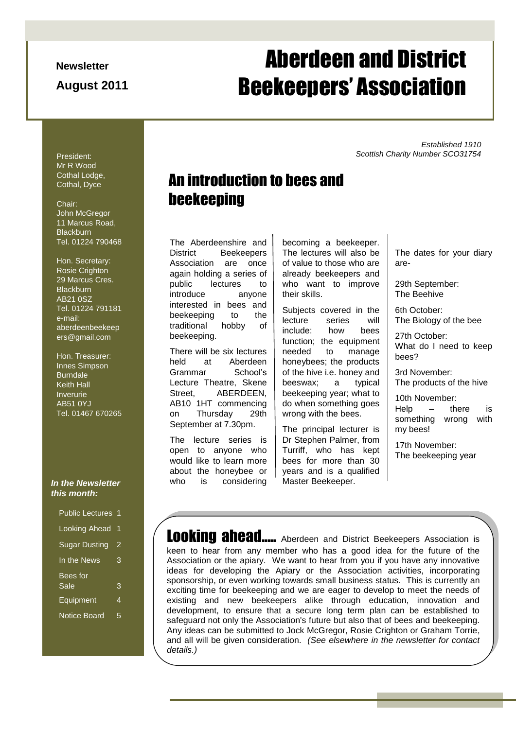Newsletter

August 2011

# Aberdeen and District Beekeepers' Association

*Established 1910*
*Scottish Charity Number SCO31754*

President:
Mr R Wood
Cothal Lodge,
Cothal, Dyce

Chair:
John McGregor
11 Marcus Road,
Blackburn
Tel. 01224 790468

Hon. Secretary:
Rosie Crighton
29 Marcus Cres.
Blackburn
AB21 0SZ
Tel. 01224 791181
e-mail:
aberdeenbeekeepers@gmail.com

Hon. Treasurer:
Innes Simpson
Burndale
Keith Hall
Inverurie
AB51 0YJ
Tel. 01467 670265

***In the Newsletter this month:***

| | |
|---|---|
| Public Lectures | 1 |
| Looking Ahead | 1 |
| Sugar Dusting | 2 |
| In the News | 3 |
| Bees for Sale | 3 |
| Equipment | 4 |
| Notice Board | 5 |

## An introduction to bees and beekeeping

The Aberdeenshire and District Beekeepers Association are once again holding a series of public lectures to introduce anyone interested in bees and beekeeping to the traditional hobby of beekeeping.

There will be six lectures held at Aberdeen Grammar School's Lecture Theatre, Skene Street, ABERDEEN, AB10 1HT commencing on Thursday 29th September at 7.30pm.

The lecture series is open to anyone who would like to learn more about the honeybee or who is considering becoming a beekeeper. The lectures will also be of value to those who are already beekeepers and who want to improve their skills.

Subjects covered in the lecture series will include: how bees function; the equipment needed to manage honeybees; the products of the hive i.e. honey and beeswax; a typical beekeeping year; what to do when something goes wrong with the bees.

The principal lecturer is Dr Stephen Palmer, from Turriff, who has kept bees for more than 30 years and is a qualified Master Beekeeper.

The dates for your diary are-

29th September:
The Beehive

6th October:
The Biology of the bee

27th October:
What do I need to keep bees?

3rd November:
The products of the hive

10th November:
Help – there is something wrong with my bees!

17th November:
The beekeeping year

## Looking ahead.....

Aberdeen and District Beekeepers Association is keen to hear from any member who has a good idea for the future of the Association or the apiary. We want to hear from you if you have any innovative ideas for developing the Apiary or the Association activities, incorporating sponsorship, or even working towards small business status. This is currently an exciting time for beekeeping and we are eager to develop to meet the needs of existing and new beekeepers alike through education, innovation and development, to ensure that a secure long term plan can be established to safeguard not only the Association's future but also that of bees and beekeeping. Any ideas can be submitted to Jock McGregor, Rosie Crighton or Graham Torrie, and all will be given consideration. *(See elsewhere in the newsletter for contact details.)*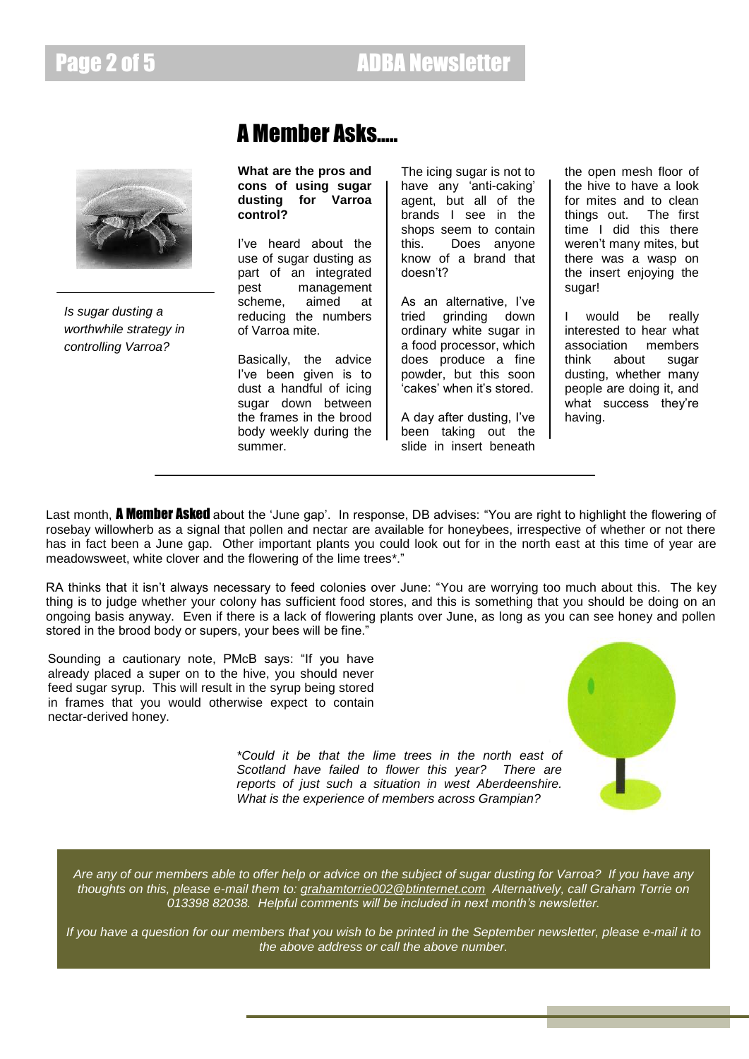# A Member Asks.....

*Is sugar dusting a worthwhile strategy in controlling Varroa?*

**What are the pros and cons of using sugar dusting for Varroa control?**

I've heard about the use of sugar dusting as part of an integrated pest management scheme, aimed at reducing the numbers of Varroa mite.

Basically, the advice I've been given is to dust a handful of icing sugar down between the frames in the brood body weekly during the summer.

The icing sugar is not to have any 'anti-caking' agent, but all of the brands I see in the shops seem to contain this. Does anyone know of a brand that doesn't?

As an alternative, I've tried grinding down ordinary white sugar in a food processor, which does produce a fine powder, but this soon 'cakes' when it's stored.

A day after dusting, I've been taking out the slide in insert beneath the open mesh floor of the hive to have a look for mites and to clean things out. The first time I did this there weren't many mites, but there was a wasp on the insert enjoying the sugar!

I would be really interested to hear what association members think about sugar dusting, whether many people are doing it, and what success they're having.

---

Last month, **A Member Asked** about the 'June gap'. In response, DB advises: "You are right to highlight the flowering of rosebay willowherb as a signal that pollen and nectar are available for honeybees, irrespective of whether or not there has in fact been a June gap. Other important plants you could look out for in the north east at this time of year are meadowsweet, white clover and the flowering of the lime trees*."

RA thinks that it isn't always necessary to feed colonies over June: "You are worrying too much about this. The key thing is to judge whether your colony has sufficient food stores, and this is something that you should be doing on an ongoing basis anyway. Even if there is a lack of flowering plants over June, as long as you can see honey and pollen stored in the brood body or supers, your bees will be fine."

Sounding a cautionary note, PMcB says: "If you have already placed a super on to the hive, you should never feed sugar syrup. This will result in the syrup being stored in frames that you would otherwise expect to contain nectar-derived honey.

*\*Could it be that the lime trees in the north east of Scotland have failed to flower this year? There are reports of just such a situation in west Aberdeenshire. What is the experience of members across Grampian?*

*Are any of our members able to offer help or advice on the subject of sugar dusting for Varroa? If you have any thoughts on this, please e-mail them to: grahamtorrie002@btinternet.com Alternatively, call Graham Torrie on 013398 82038. Helpful comments will be included in next month's newsletter.*

*If you have a question for our members that you wish to be printed in the September newsletter, please e-mail it to the above address or call the above number.*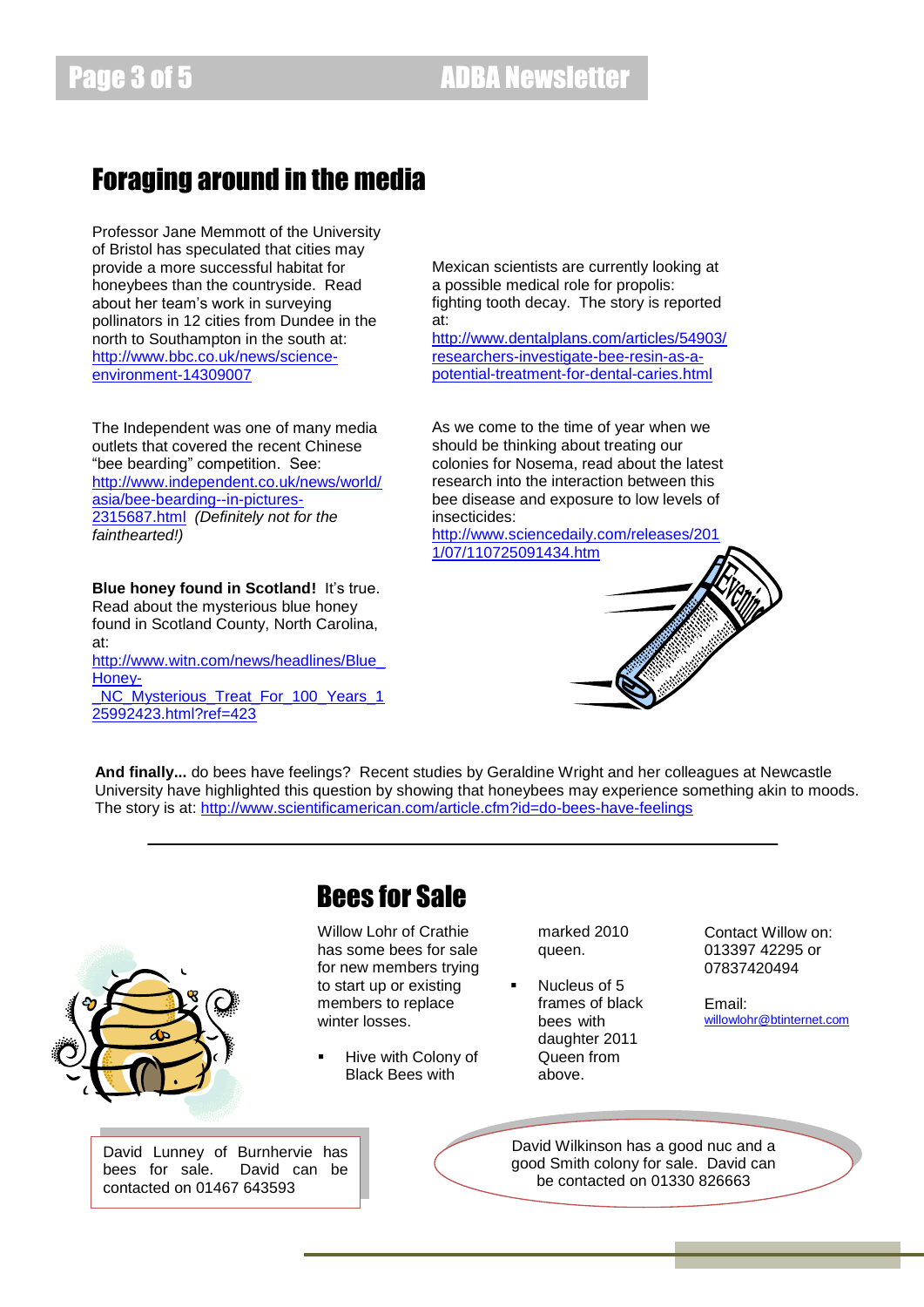# Foraging around in the media

Professor Jane Memmott of the University of Bristol has speculated that cities may provide a more successful habitat for honeybees than the countryside. Read about her team's work in surveying pollinators in 12 cities from Dundee in the north to Southampton in the south at: http://www.bbc.co.uk/news/science-environment-14309007

The Independent was one of many media outlets that covered the recent Chinese "bee bearding" competition. See: http://www.independent.co.uk/news/world/asia/bee-bearding--in-pictures-2315687.html *(Definitely not for the fainthearted!)*

**Blue honey found in Scotland!** It's true. Read about the mysterious blue honey found in Scotland County, North Carolina, at: http://www.witn.com/news/headlines/Blue_Honey-_NC_Mysterious_Treat_For_100_Years_125992423.html?ref=423

Mexican scientists are currently looking at a possible medical role for propolis: fighting tooth decay. The story is reported at: http://www.dentalplans.com/articles/54903/researchers-investigate-bee-resin-as-a-potential-treatment-for-dental-caries.html

As we come to the time of year when we should be thinking about treating our colonies for Nosema, read about the latest research into the interaction between this bee disease and exposure to low levels of insecticides: http://www.sciencedaily.com/releases/2011/07/110725091434.htm

**And finally...** do bees have feelings? Recent studies by Geraldine Wright and her colleagues at Newcastle University have highlighted this question by showing that honeybees may experience something akin to moods. The story is at: http://www.scientificamerican.com/article.cfm?id=do-bees-have-feelings

---

# Bees for Sale

Willow Lohr of Crathie has some bees for sale for new members trying to start up or existing members to replace winter losses.

- Hive with Colony of Black Bees with marked 2010 queen.
- Nucleus of 5 frames of black bees with daughter 2011 Queen from above.

Contact Willow on: 013397 42295 or 07837420494

Email: willowlohr@btinternet.com

David Lunney of Burnhervie has bees for sale. David can be contacted on 01467 643593

David Wilkinson has a good nuc and a good Smith colony for sale. David can be contacted on 01330 826663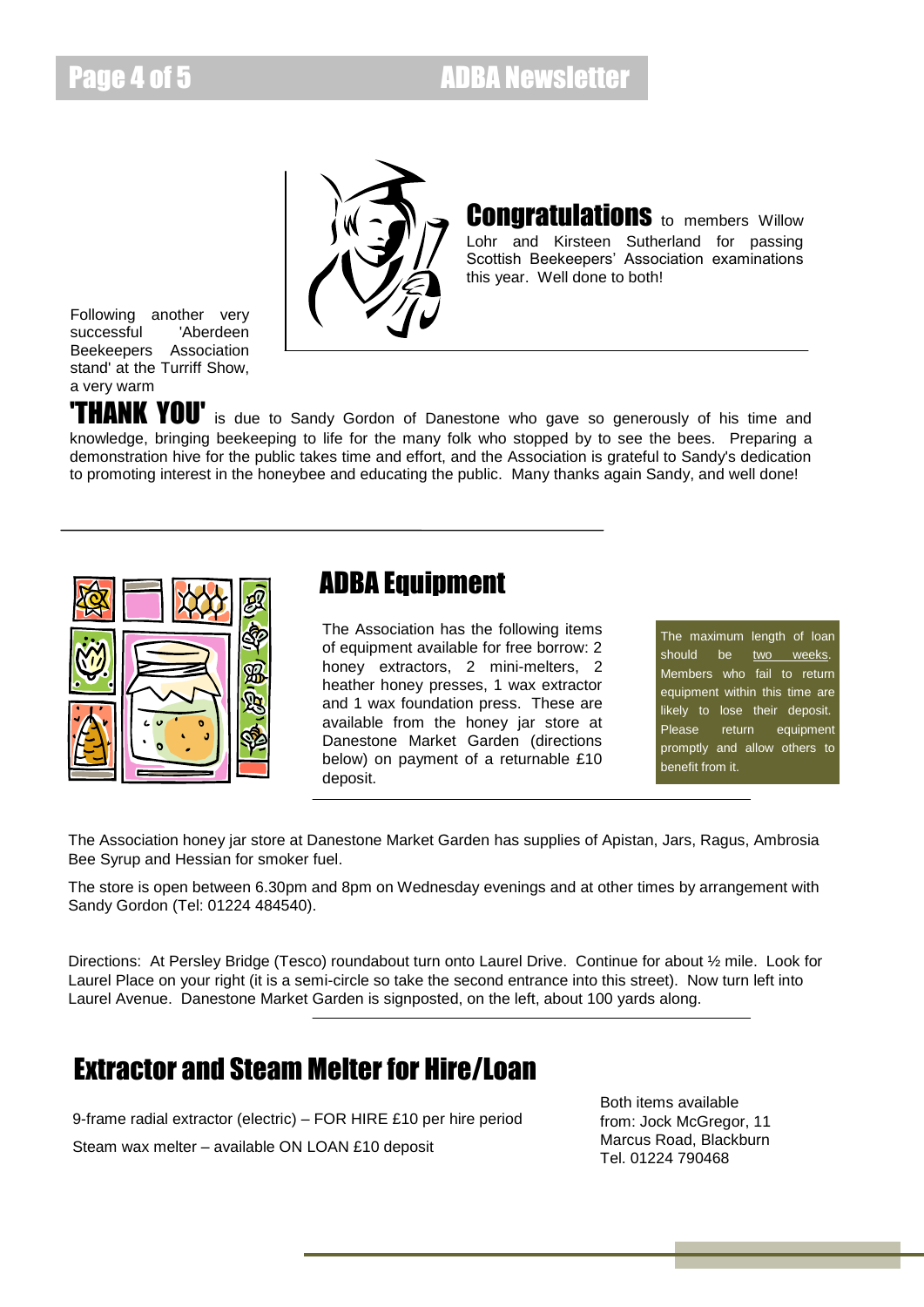**Congratulations** to members Willow Lohr and Kirsteen Sutherland for passing Scottish Beekeepers' Association examinations this year. Well done to both!

Following another very successful 'Aberdeen Beekeepers Association stand' at the Turriff Show, a very warm **'THANK YOU'** is due to Sandy Gordon of Danestone who gave so generously of his time and knowledge, bringing beekeeping to life for the many folk who stopped by to see the bees. Preparing a demonstration hive for the public takes time and effort, and the Association is grateful to Sandy's dedication to promoting interest in the honeybee and educating the public. Many thanks again Sandy, and well done!

## ADBA Equipment

The Association has the following items of equipment available for free borrow: 2 honey extractors, 2 mini-melters, 2 heather honey presses, 1 wax extractor and 1 wax foundation press. These are available from the honey jar store at Danestone Market Garden (directions below) on payment of a returnable £10 deposit.

The maximum length of loan should be two weeks. Members who fail to return equipment within this time are likely to lose their deposit. Please return equipment promptly and allow others to benefit from it.

The Association honey jar store at Danestone Market Garden has supplies of Apistan, Jars, Ragus, Ambrosia Bee Syrup and Hessian for smoker fuel.

The store is open between 6.30pm and 8pm on Wednesday evenings and at other times by arrangement with Sandy Gordon (Tel: 01224 484540).

Directions: At Persley Bridge (Tesco) roundabout turn onto Laurel Drive. Continue for about ½ mile. Look for Laurel Place on your right (it is a semi-circle so take the second entrance into this street). Now turn left into Laurel Avenue. Danestone Market Garden is signposted, on the left, about 100 yards along.

## Extractor and Steam Melter for Hire/Loan

9-frame radial extractor (electric) – FOR HIRE £10 per hire period

Steam wax melter – available ON LOAN £10 deposit

Both items available from: Jock McGregor, 11 Marcus Road, Blackburn Tel. 01224 790468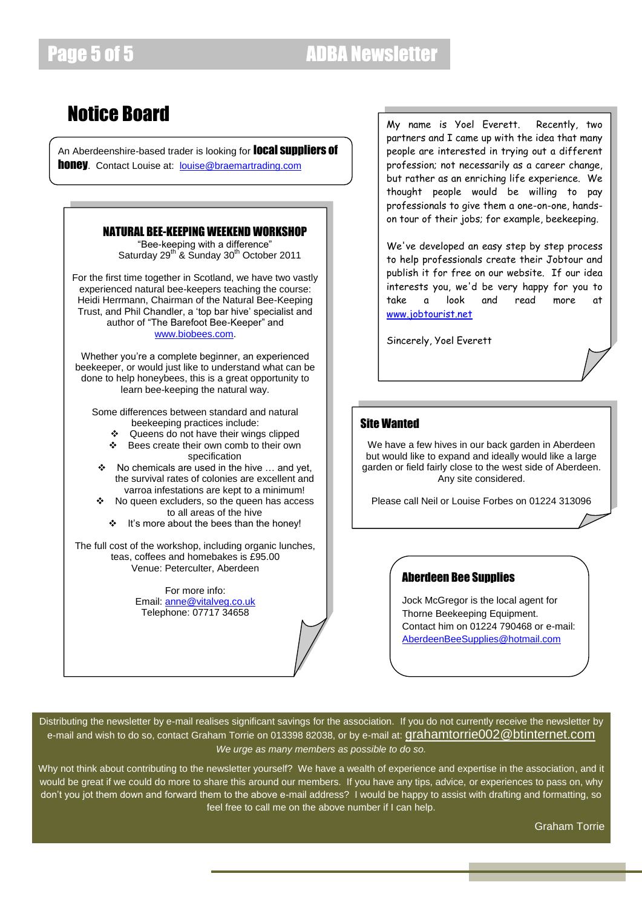# Notice Board

An Aberdeenshire-based trader is looking for **local suppliers of honey**. Contact Louise at: louise@braemartrading.com

## NATURAL BEE-KEEPING WEEKEND WORKSHOP

"Bee-keeping with a difference"
Saturday 29th & Sunday 30th October 2011

For the first time together in Scotland, we have two vastly experienced natural bee-keepers teaching the course: Heidi Herrmann, Chairman of the Natural Bee-Keeping Trust, and Phil Chandler, a 'top bar hive' specialist and author of "The Barefoot Bee-Keeper" and www.biobees.com.

Whether you're a complete beginner, an experienced beekeeper, or would just like to understand what can be done to help honeybees, this is a great opportunity to learn bee-keeping the natural way.

Some differences between standard and natural beekeeping practices include:

- Queens do not have their wings clipped
- Bees create their own comb to their own specification
- No chemicals are used in the hive … and yet, the survival rates of colonies are excellent and varroa infestations are kept to a minimum!
- No queen excluders, so the queen has access to all areas of the hive
- It's more about the bees than the honey!

The full cost of the workshop, including organic lunches, teas, coffees and homebakes is £95.00
Venue: Peterculter, Aberdeen

For more info:
Email: anne@vitalveg.co.uk
Telephone: 07717 34658

---

My name is Yoel Everett. Recently, two partners and I came up with the idea that many people are interested in trying out a different profession; not necessarily as a career change, but rather as an enriching life experience. We thought people would be willing to pay professionals to give them a one-on-one, hands-on tour of their jobs; for example, beekeeping.

We've developed an easy step by step process to help professionals create their Jobtour and publish it for free on our website. If our idea interests you, we'd be very happy for you to take a look and read more at www.jobtourist.net

Sincerely, Yoel Everett

## Site Wanted

We have a few hives in our back garden in Aberdeen but would like to expand and ideally would like a large garden or field fairly close to the west side of Aberdeen. Any site considered.

Please call Neil or Louise Forbes on 01224 313096

## Aberdeen Bee Supplies

Jock McGregor is the local agent for Thorne Beekeeping Equipment.
Contact him on 01224 790468 or e-mail: AberdeenBeeSupplies@hotmail.com

---

Distributing the newsletter by e-mail realises significant savings for the association. If you do not currently receive the newsletter by e-mail and wish to do so, contact Graham Torrie on 013398 82038, or by e-mail at: grahamtorrie002@btinternet.com

*We urge as many members as possible to do so.*

Why not think about contributing to the newsletter yourself? We have a wealth of experience and expertise in the association, and it would be great if we could do more to share this around our members. If you have any tips, advice, or experiences to pass on, why don't you jot them down and forward them to the above e-mail address? I would be happy to assist with drafting and formatting, so feel free to call me on the above number if I can help.

Graham Torrie